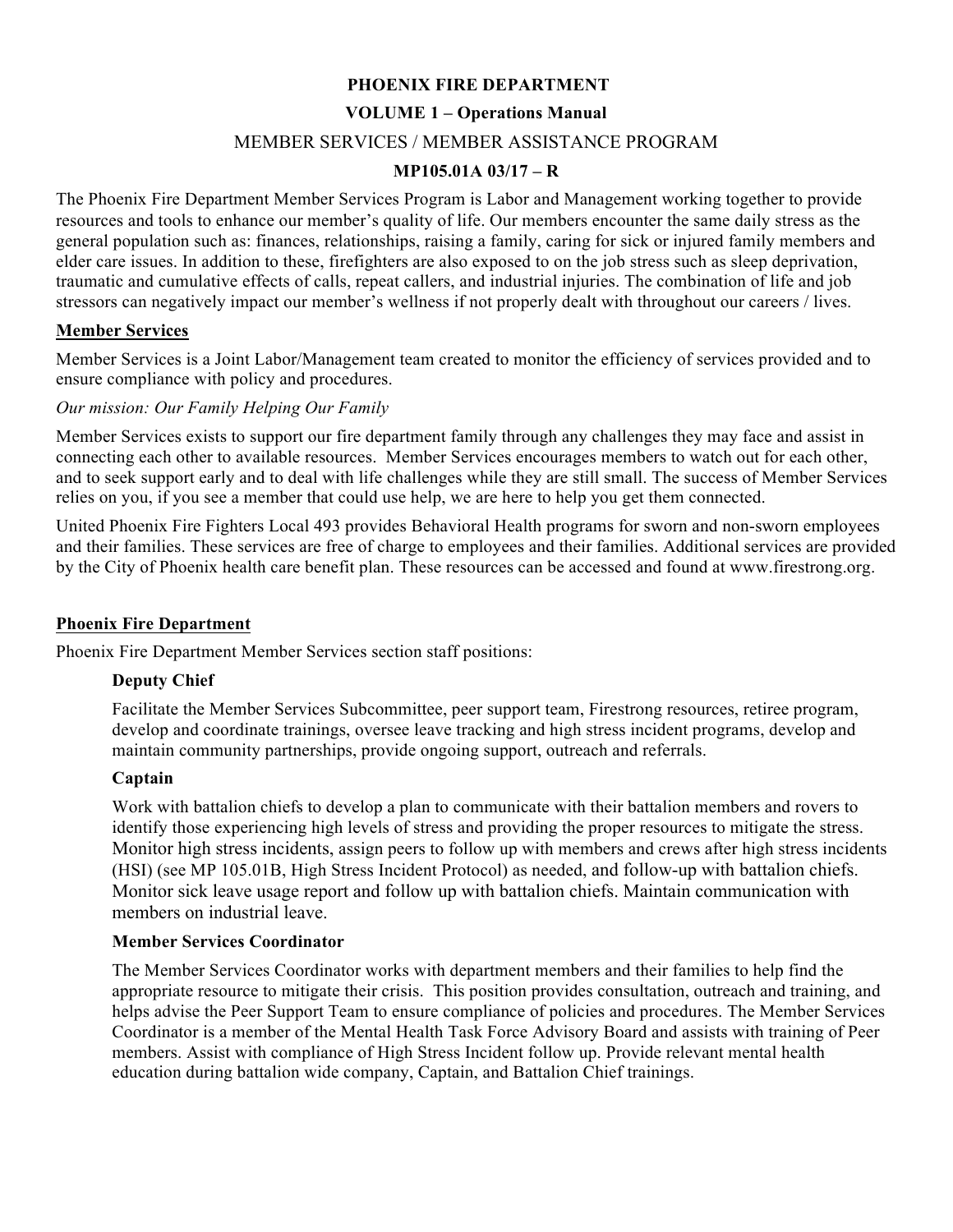# PHOENIX FIRE DEPARTMENT

## VOLUME 1 – Operations Manual

## MEMBER SERVICES / MEMBER ASSISTANCE PROGRAM

## MP105.01A 03/17 – R

The Phoenix Fire Department Member Services Program is Labor and Management working together to provide resources and tools to enhance our member's quality of life. Our members encounter the same daily stress as the general population such as: finances, relationships, raising a family, caring for sick or injured family members and elder care issues. In addition to these, firefighters are also exposed to on the job stress such as sleep deprivation, traumatic and cumulative effects of calls, repeat callers, and industrial injuries. The combination of life and job stressors can negatively impact our member's wellness if not properly dealt with throughout our careers / lives.

### Member Services

Member Services is a Joint Labor/Management team created to monitor the efficiency of services provided and to ensure compliance with policy and procedures.

*Our mission: Our Family Helping Our Family*

Member Services exists to support our fire department family through any challenges they may face and assist in connecting each other to available resources. Member Services encourages members to watch out for each other, and to seek support early and to deal with life challenges while they are still small. The success of Member Services relies on you, if you see a member that could use help, we are here to help you get them connected.

United Phoenix Fire Fighters Local 493 provides Behavioral Health programs for sworn and non-sworn employees and their families. These services are free of charge to employees and their families. Additional services are provided by the City of Phoenix health care benefit plan. These resources can be accessed and found at www.firestrong.org.

### Phoenix Fire Department

Phoenix Fire Department Member Services section staff positions:

**Deputy Chief**

Facilitate the Member Services Subcommittee, peer support team, Firestrong resources, retiree program, develop and coordinate trainings, oversee leave tracking and high stress incident programs, develop and maintain community partnerships, provide ongoing support, outreach and referrals.

**Captain**

Work with battalion chiefs to develop a plan to communicate with their battalion members and rovers to identify those experiencing high levels of stress and providing the proper resources to mitigate the stress. Monitor high stress incidents, assign peers to follow up with members and crews after high stress incidents (HSI) (see MP 105.01B, High Stress Incident Protocol) as needed, and follow-up with battalion chiefs. Monitor sick leave usage report and follow up with battalion chiefs. Maintain communication with members on industrial leave.

**Member Services Coordinator**

The Member Services Coordinator works with department members and their families to help find the appropriate resource to mitigate their crisis. This position provides consultation, outreach and training, and helps advise the Peer Support Team to ensure compliance of policies and procedures. The Member Services Coordinator is a member of the Mental Health Task Force Advisory Board and assists with training of Peer members. Assist with compliance of High Stress Incident follow up. Provide relevant mental health education during battalion wide company, Captain, and Battalion Chief trainings.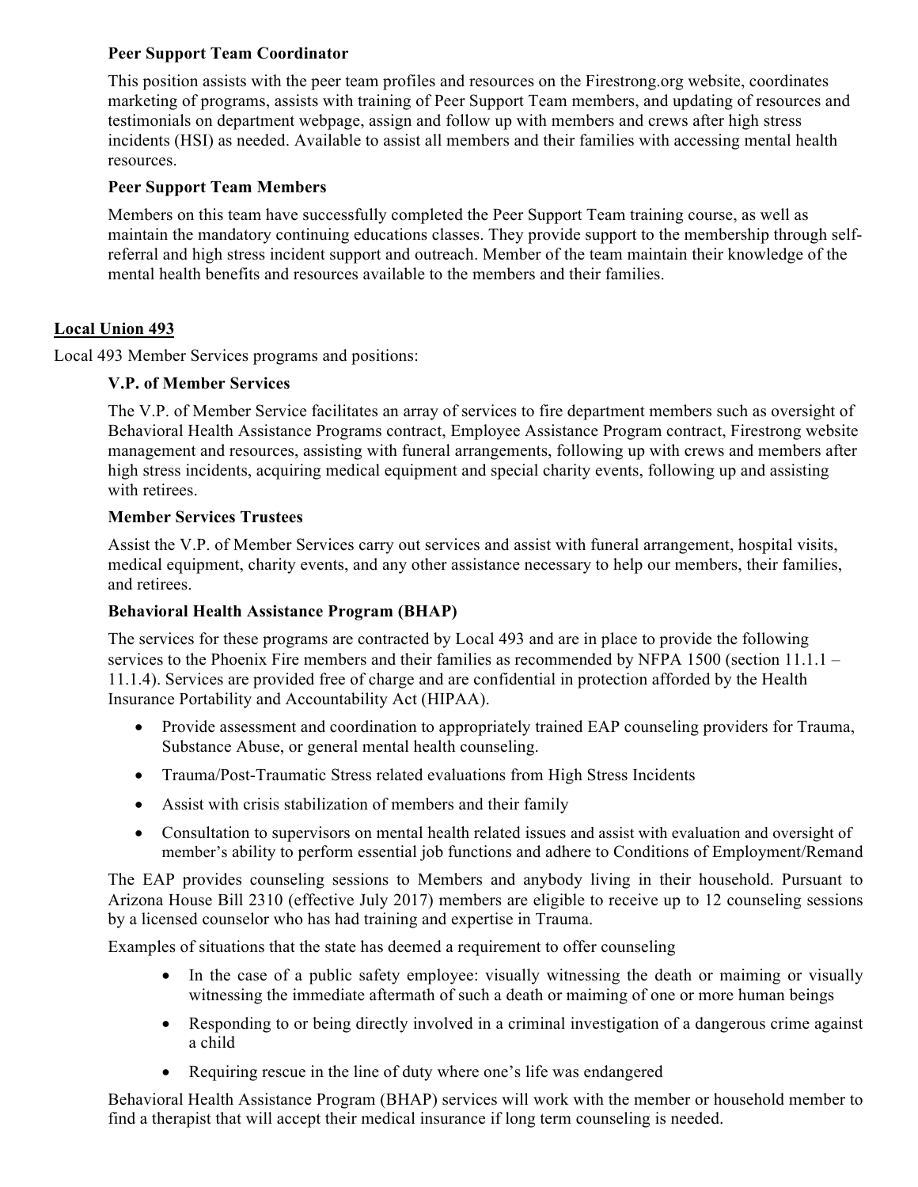**Peer Support Team Coordinator**

This position assists with the peer team profiles and resources on the Firestrong.org website, coordinates marketing of programs, assists with training of Peer Support Team members, and updating of resources and testimonials on department webpage, assign and follow up with members and crews after high stress incidents (HSI) as needed. Available to assist all members and their families with accessing mental health resources.

**Peer Support Team Members**

Members on this team have successfully completed the Peer Support Team training course, as well as maintain the mandatory continuing educations classes. They provide support to the membership through self-referral and high stress incident support and outreach. Member of the team maintain their knowledge of the mental health benefits and resources available to the members and their families.

## Local Union 493

Local 493 Member Services programs and positions:

**V.P. of Member Services**

The V.P. of Member Service facilitates an array of services to fire department members such as oversight of Behavioral Health Assistance Programs contract, Employee Assistance Program contract, Firestrong website management and resources, assisting with funeral arrangements, following up with crews and members after high stress incidents, acquiring medical equipment and special charity events, following up and assisting with retirees.

**Member Services Trustees**

Assist the V.P. of Member Services carry out services and assist with funeral arrangement, hospital visits, medical equipment, charity events, and any other assistance necessary to help our members, their families, and retirees.

**Behavioral Health Assistance Program (BHAP)**

The services for these programs are contracted by Local 493 and are in place to provide the following services to the Phoenix Fire members and their families as recommended by NFPA 1500 (section 11.1.1 – 11.1.4). Services are provided free of charge and are confidential in protection afforded by the Health Insurance Portability and Accountability Act (HIPAA).

- Provide assessment and coordination to appropriately trained EAP counseling providers for Trauma, Substance Abuse, or general mental health counseling.
- Trauma/Post-Traumatic Stress related evaluations from High Stress Incidents
- Assist with crisis stabilization of members and their family
- Consultation to supervisors on mental health related issues and assist with evaluation and oversight of member's ability to perform essential job functions and adhere to Conditions of Employment/Remand

The EAP provides counseling sessions to Members and anybody living in their household. Pursuant to Arizona House Bill 2310 (effective July 2017) members are eligible to receive up to 12 counseling sessions by a licensed counselor who has had training and expertise in Trauma.

Examples of situations that the state has deemed a requirement to offer counseling

- In the case of a public safety employee: visually witnessing the death or maiming or visually witnessing the immediate aftermath of such a death or maiming of one or more human beings
- Responding to or being directly involved in a criminal investigation of a dangerous crime against a child
- Requiring rescue in the line of duty where one's life was endangered

Behavioral Health Assistance Program (BHAP) services will work with the member or household member to find a therapist that will accept their medical insurance if long term counseling is needed.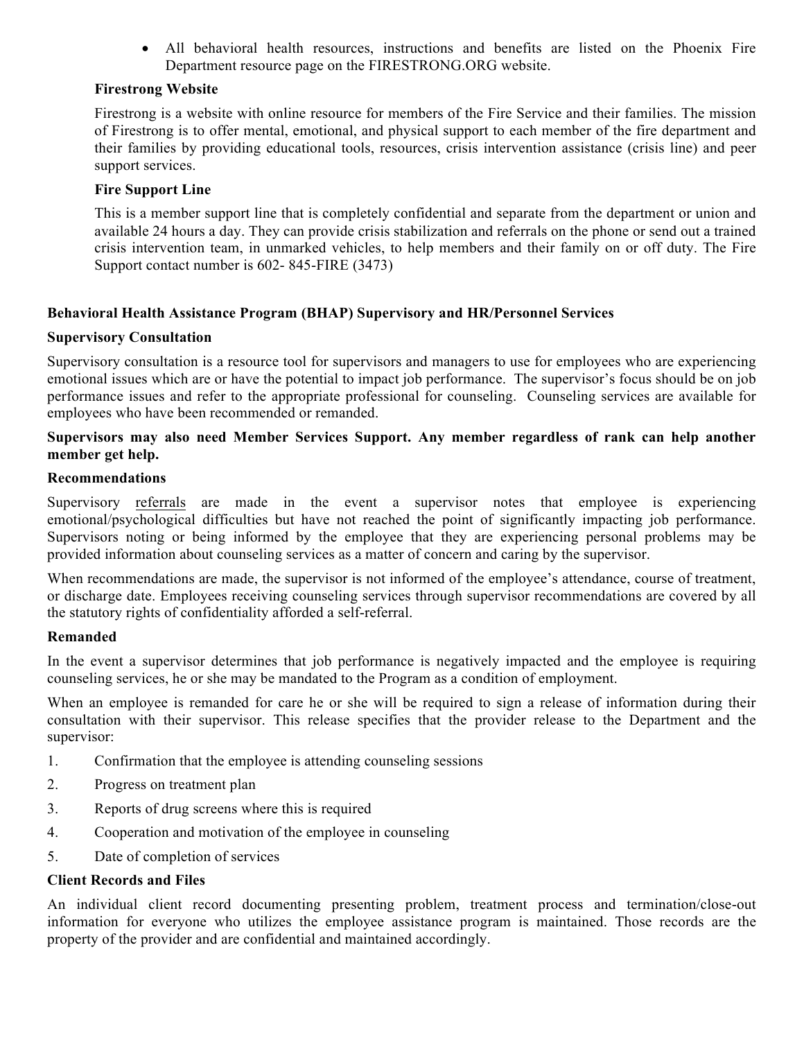- All behavioral health resources, instructions and benefits are listed on the Phoenix Fire Department resource page on the FIRESTRONG.ORG website.

**Firestrong Website**

Firestrong is a website with online resource for members of the Fire Service and their families. The mission of Firestrong is to offer mental, emotional, and physical support to each member of the fire department and their families by providing educational tools, resources, crisis intervention assistance (crisis line) and peer support services.

**Fire Support Line**

This is a member support line that is completely confidential and separate from the department or union and available 24 hours a day. They can provide crisis stabilization and referrals on the phone or send out a trained crisis intervention team, in unmarked vehicles, to help members and their family on or off duty. The Fire Support contact number is 602- 845-FIRE (3473)

**Behavioral Health Assistance Program (BHAP) Supervisory and HR/Personnel Services**

**Supervisory Consultation**

Supervisory consultation is a resource tool for supervisors and managers to use for employees who are experiencing emotional issues which are or have the potential to impact job performance. The supervisor's focus should be on job performance issues and refer to the appropriate professional for counseling. Counseling services are available for employees who have been recommended or remanded.

**Supervisors may also need Member Services Support. Any member regardless of rank can help another member get help.**

**Recommendations**

Supervisory referrals are made in the event a supervisor notes that employee is experiencing emotional/psychological difficulties but have not reached the point of significantly impacting job performance. Supervisors noting or being informed by the employee that they are experiencing personal problems may be provided information about counseling services as a matter of concern and caring by the supervisor.

When recommendations are made, the supervisor is not informed of the employee's attendance, course of treatment, or discharge date. Employees receiving counseling services through supervisor recommendations are covered by all the statutory rights of confidentiality afforded a self-referral.

**Remanded**

In the event a supervisor determines that job performance is negatively impacted and the employee is requiring counseling services, he or she may be mandated to the Program as a condition of employment.

When an employee is remanded for care he or she will be required to sign a release of information during their consultation with their supervisor. This release specifies that the provider release to the Department and the supervisor:

1. Confirmation that the employee is attending counseling sessions
2. Progress on treatment plan
3. Reports of drug screens where this is required
4. Cooperation and motivation of the employee in counseling
5. Date of completion of services

**Client Records and Files**

An individual client record documenting presenting problem, treatment process and termination/close-out information for everyone who utilizes the employee assistance program is maintained. Those records are the property of the provider and are confidential and maintained accordingly.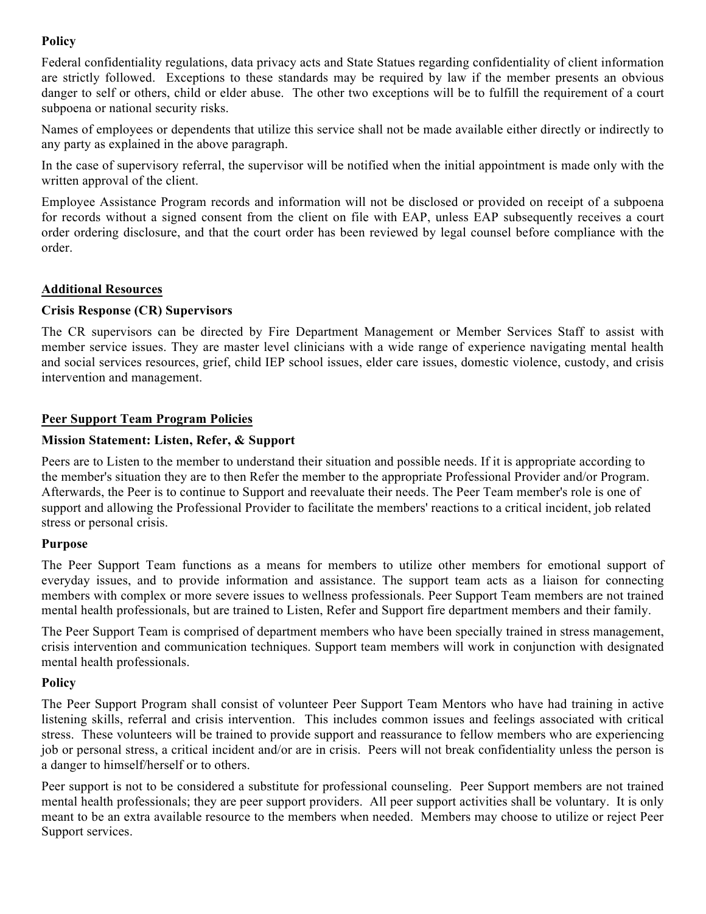**Policy**

Federal confidentiality regulations, data privacy acts and State Statues regarding confidentiality of client information are strictly followed. Exceptions to these standards may be required by law if the member presents an obvious danger to self or others, child or elder abuse. The other two exceptions will be to fulfill the requirement of a court subpoena or national security risks.

Names of employees or dependents that utilize this service shall not be made available either directly or indirectly to any party as explained in the above paragraph.

In the case of supervisory referral, the supervisor will be notified when the initial appointment is made only with the written approval of the client.

Employee Assistance Program records and information will not be disclosed or provided on receipt of a subpoena for records without a signed consent from the client on file with EAP, unless EAP subsequently receives a court order ordering disclosure, and that the court order has been reviewed by legal counsel before compliance with the order.

## Additional Resources

**Crisis Response (CR) Supervisors**

The CR supervisors can be directed by Fire Department Management or Member Services Staff to assist with member service issues. They are master level clinicians with a wide range of experience navigating mental health and social services resources, grief, child IEP school issues, elder care issues, domestic violence, custody, and crisis intervention and management.

## Peer Support Team Program Policies

**Mission Statement: Listen, Refer, & Support**

Peers are to Listen to the member to understand their situation and possible needs. If it is appropriate according to the member's situation they are to then Refer the member to the appropriate Professional Provider and/or Program. Afterwards, the Peer is to continue to Support and reevaluate their needs. The Peer Team member's role is one of support and allowing the Professional Provider to facilitate the members' reactions to a critical incident, job related stress or personal crisis.

**Purpose**

The Peer Support Team functions as a means for members to utilize other members for emotional support of everyday issues, and to provide information and assistance. The support team acts as a liaison for connecting members with complex or more severe issues to wellness professionals. Peer Support Team members are not trained mental health professionals, but are trained to Listen, Refer and Support fire department members and their family.

The Peer Support Team is comprised of department members who have been specially trained in stress management, crisis intervention and communication techniques. Support team members will work in conjunction with designated mental health professionals.

**Policy**

The Peer Support Program shall consist of volunteer Peer Support Team Mentors who have had training in active listening skills, referral and crisis intervention. This includes common issues and feelings associated with critical stress. These volunteers will be trained to provide support and reassurance to fellow members who are experiencing job or personal stress, a critical incident and/or are in crisis. Peers will not break confidentiality unless the person is a danger to himself/herself or to others.

Peer support is not to be considered a substitute for professional counseling. Peer Support members are not trained mental health professionals; they are peer support providers. All peer support activities shall be voluntary. It is only meant to be an extra available resource to the members when needed. Members may choose to utilize or reject Peer Support services.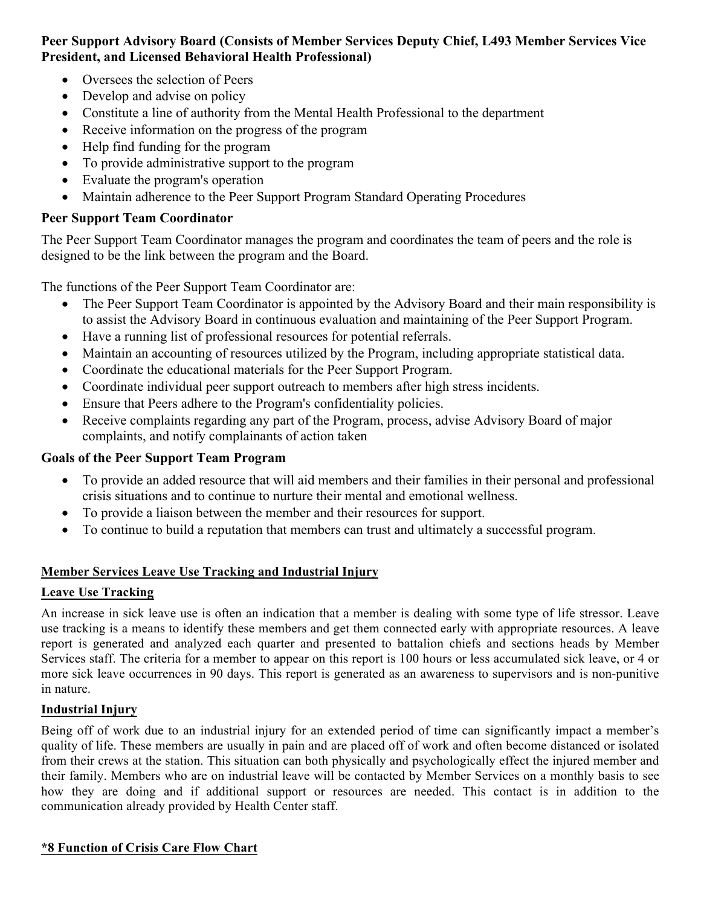**Peer Support Advisory Board (Consists of Member Services Deputy Chief, L493 Member Services Vice President, and Licensed Behavioral Health Professional)**

- Oversees the selection of Peers
- Develop and advise on policy
- Constitute a line of authority from the Mental Health Professional to the department
- Receive information on the progress of the program
- Help find funding for the program
- To provide administrative support to the program
- Evaluate the program's operation
- Maintain adherence to the Peer Support Program Standard Operating Procedures

**Peer Support Team Coordinator**

The Peer Support Team Coordinator manages the program and coordinates the team of peers and the role is designed to be the link between the program and the Board.

The functions of the Peer Support Team Coordinator are:

- The Peer Support Team Coordinator is appointed by the Advisory Board and their main responsibility is to assist the Advisory Board in continuous evaluation and maintaining of the Peer Support Program.
- Have a running list of professional resources for potential referrals.
- Maintain an accounting of resources utilized by the Program, including appropriate statistical data.
- Coordinate the educational materials for the Peer Support Program.
- Coordinate individual peer support outreach to members after high stress incidents.
- Ensure that Peers adhere to the Program's confidentiality policies.
- Receive complaints regarding any part of the Program, process, advise Advisory Board of major complaints, and notify complainants of action taken

**Goals of the Peer Support Team Program**

- To provide an added resource that will aid members and their families in their personal and professional crisis situations and to continue to nurture their mental and emotional wellness.
- To provide a liaison between the member and their resources for support.
- To continue to build a reputation that members can trust and ultimately a successful program.

**<u>Member Services Leave Use Tracking and Industrial Injury</u>**

**<u>Leave Use Tracking</u>**

An increase in sick leave use is often an indication that a member is dealing with some type of life stressor. Leave use tracking is a means to identify these members and get them connected early with appropriate resources. A leave report is generated and analyzed each quarter and presented to battalion chiefs and sections heads by Member Services staff. The criteria for a member to appear on this report is 100 hours or less accumulated sick leave, or 4 or more sick leave occurrences in 90 days. This report is generated as an awareness to supervisors and is non-punitive in nature.

**<u>Industrial Injury</u>**

Being off of work due to an industrial injury for an extended period of time can significantly impact a member's quality of life. These members are usually in pain and are placed off of work and often become distanced or isolated from their crews at the station. This situation can both physically and psychologically effect the injured member and their family. Members who are on industrial leave will be contacted by Member Services on a monthly basis to see how they are doing and if additional support or resources are needed. This contact is in addition to the communication already provided by Health Center staff.

**<u>*8 Function of Crisis Care Flow Chart</u>**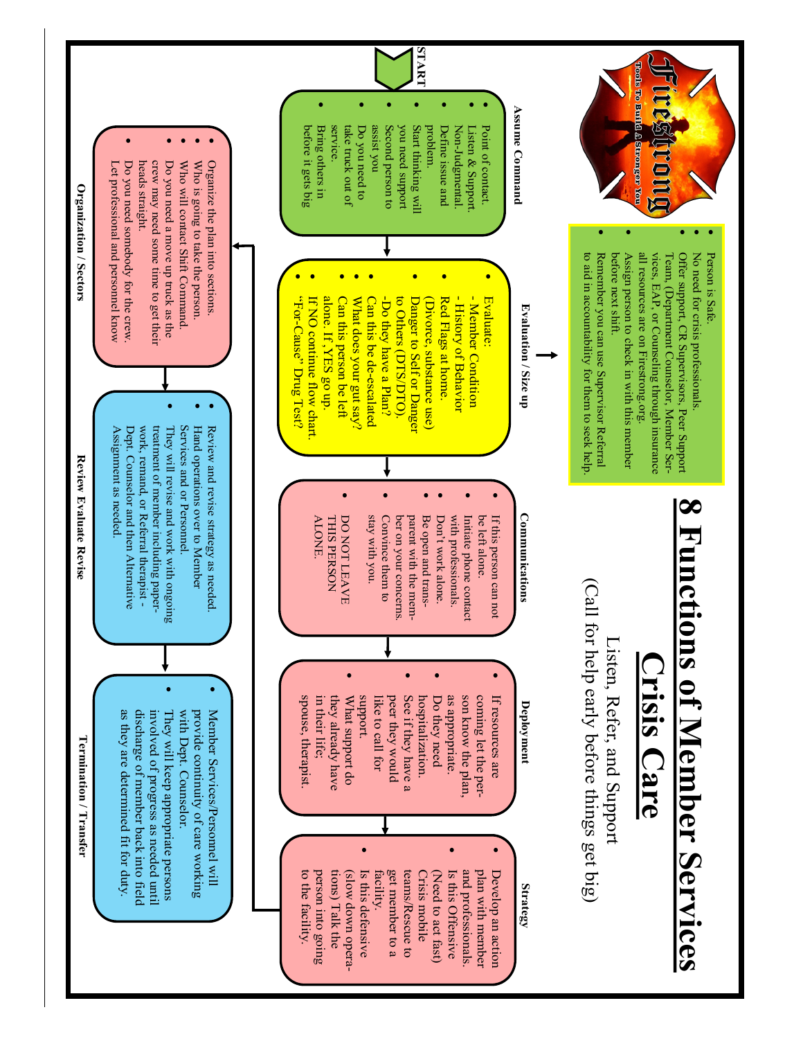# 8 Functions of Member Services

## Crisis Care

Listen, Refer, and Support

(Call for help early before things get big)

Firestrong — Tools To Build A Stronger You

- Person is Safe.
- No need for crisis professionals.
- Offer support, CR Supervisors, Peer Support Team, (Department Counselor, Member Services, EAP, or Counseling through insurance all resources are on Firestrong.org.
- Assign person to check in with this member before next shift.
- Remember you can use Supervisor Referral to aid in accountability for them to seek help.

START

### Assume Command

- Point of contact.
- Listen & Support.
- Non-Judgmental.
- Define issue and problem.
- Start thinking will you need support
- Second person to assist you
- Do you need to take truck out of service.
- Bring others in before it gets big

### Evaluation / Size up

- Evaluate:
  - Member Condition
  - History of Behavior
- Red Flags at home. (Divorce, substance use)
- Danger to Self or Danger to Others (DTS/DTO).
  - Do they have a Plan?
- Can this be de-escalated
- What does your gut say?
- Can this person be left alone. If, YES go up.
- If NO continue flow chart.
- "For-Cause" Drug Test?

### Communications

- If this person can not be left alone.
- Initiate phone contact with professionals.
- Don't work alone.
- Be open and transparent with the member on your concerns.
- Convince them to stay with you.
- DO NOT LEAVE THIS PERSON ALONE.

### Deployment

- If resources are coming let the person know the plan, as appropriate.
- Do they need hospitalization.
- See if they have a peer they would like to call for support.
- What support do they already have in their life; spouse, therapist.

### Strategy

- Develop an action plan with member and professionals.
- Is this Offensive (Need to act fast) Crisis mobile teams/Rescue to get member to a facility.
- Is this defensive (slow down operations) Talk the person into going to the facility.

### Organization / Sectors

- Organize the plan into sections.
- Who is going to take the person.
- Who will contact Shift Command.
- Do you need a move up truck as the crew may need some time to get their heads straight.
- Do you need somebody for the crew. Let professional and personnel know

### Review Evaluate Revise

- Review and revise strategy as needed.
- Hand operations over to Member Services and or Personnel.
- They will revise and work with ongoing treatment of member including paperwork, remand, or Referral therapist - Dept. Counselor and then Alternative Assignment as needed.

### Termination / Transfer

- Member Services/Personnel will provide continuity of care working with Dept. Counselor.
- They will keep appropriate persons involved of progress as needed until discharge of member back into field as they are determined fit for duty.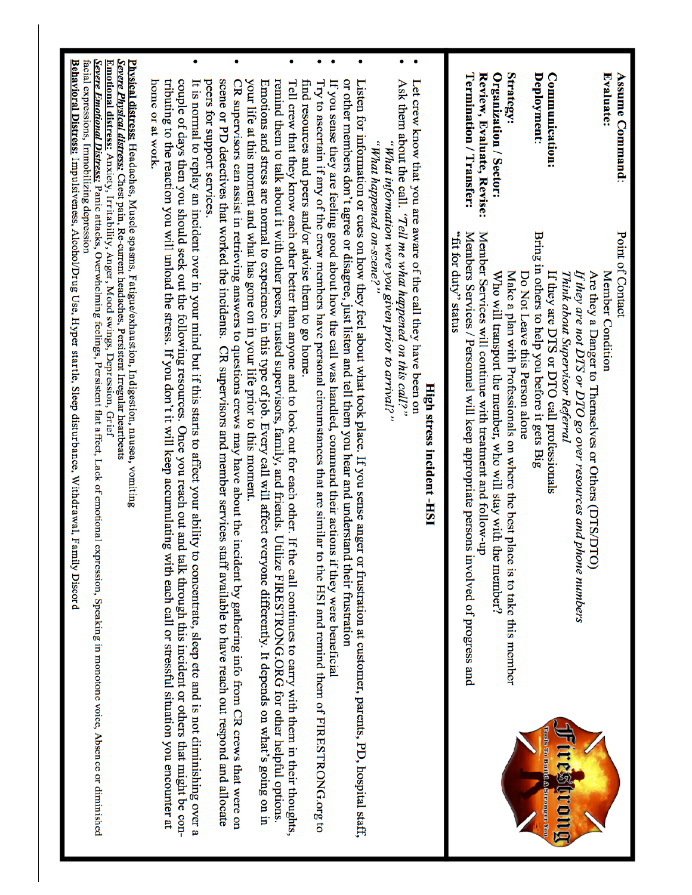**Assume Command:** Point of Contact

**Evaluate:** Member Condition
Are they a Danger to Themselves or Others (DTS/DTO)
*If they are not DTS or DTO go over resources and phone numbers*
*Think about Supervisor Referral*

**Communication:** If they are DTS or DTO call professionals

**Deployment:** Bring in others to help you before it gets Big
Do Not Leave this Person alone

**Strategy:** Make a plan with Professionals on where the best place is to take this member

**Organization / Sector:** Who will transport the member, who will stay with the member?

**Review, Evaluate, Revise:** Member Services will continue with treatment and follow-up

**Termination / Transfer:** Members Services / Personnel will keep appropriate persons involved of progress and "fit for duty" status

## High stress incident -HSI

- Let crew know that you are aware of the call they have been on
- Ask them about the call. *"Tell me what happened on this call?"*
  *"What information were you given prior to arrival?"*
  *"What happened on-scene?"*
- Listen for information or cues on how they feel about what took place. If you sense anger or frustration at customer, parents, PD, hospital staff, or other members don't agree or disagree, just listen and tell them you hear and understand their frustration
- If you sense they are feeling good about how the call was handled, commend their actions if they were beneficial
- Try to ascertain if any of the crew members have personal circumstances that are similar to the HSI and remind them of FIRESTRONG.org to find resources and peers and/or advise them to go home.
- Tell crew that they know each other better than anyone and to look out for each other. If the call continues to carry with them in their thoughts, remind them to talk about it with other peers, trusted supervisors, family, and friends. Utilize FIRESTRONG.ORG for other helpful options.
- Emotions and stress are normal to experience in this type of job. Every call will affect everyone differently. It depends on what's going on in your life at this moment and what has gone on in your life prior to this moment.
- CR supervisors can assist in retrieving answers to questions crews may have about the incident by gathering info from CR crews that were on scene or PD detectives that worked the incidents. CR supervisors and member services staff available to have reach out respond and allocate peers for support services.
- It is normal to replay an incident over in your mind but if this starts to affect your ability to concentrate, sleep etc and is not diminishing over a couple of days then you should seek out the following resources. Once you reach out and talk through this incident or others that might be contributing to the reaction you will unload the stress. If you don't it will keep accumulating with each call or stressful situation you encounter at home or at work.

**Physical distress:** Headaches, Muscle spasms, Fatigue/exhaustion, Indigestion, nausea, vomiting
***Severe Physical distress:*** Chest pain, Re-current headaches, Persistent Irregular heartbeats
**Emotional distress:** Anxiety, Irritability, Anger, Mood swings, Depression, Grief
***Severe Emotional Distress:*** Panic attacks, Overwhelming feelings, Persistent flat affect, Lack of emotional expression, Speaking in monotone voice, Absence or diminished facial expressions, Immobilizing depression
**Behavioral Distress:** Impulsiveness, Alcohol/Drug Use, Hyper startle, Sleep disturbance, Withdrawal, Family Discord